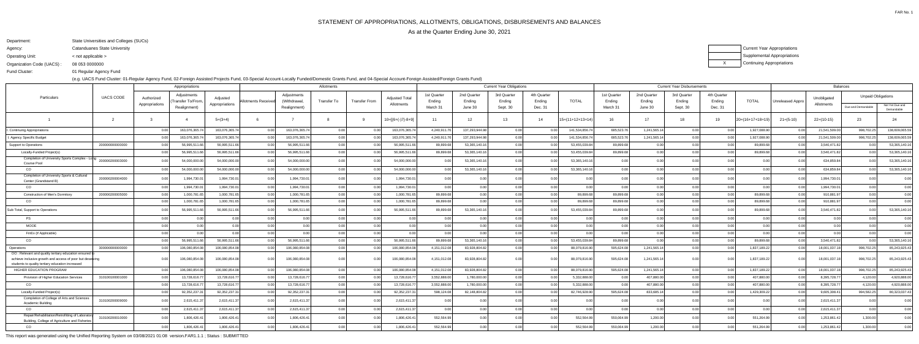# STATEMENT OF APPROPRIATIONS, ALLOTMENTS, OBLIGATIONS, DISBURSEMENTS AND BALANCES

As at the Quarter Ending June 30, 2021

Department: State Universities and Colleges (SUCs)
Agency: Catanduanes State University
Operating Unit: < not applicable >
Organization Code (UACS) : 08 053 0000000
Fund Cluster: 01 Regular Agency Fund

(e.g. UACS Fund Cluster: 01-Regular Agency Fund, 02-Foreign Assisted Projects Fund, 03-Special Account-Locally Funded/Domestic Grants Fund, and 04-Special Account-Foreign Assisted/Foreign Grants Fund)

| | Current Year Appropriations |
|---|---|
| | Supplemental Appropriations |
| X | Continuing Appropriations |

| Particulars | UACS CODE | Appropriations | | | Allotments | | | | | Current Year Obligations | | | | | Current Year Disbursements | | | | | Balances | | | |
|---|---|---|---|---|---|---|---|---|---|---|---|---|---|---|---|---|---|---|---|---|---|---|---|
| | | Authorized Appropriations | Adjustments (Transfer To/From, Realignment) | Adjusted Appropriations | Allotments Received | Adjustments (Withdrawal, Realignment) | Transfer To | Transfer From | Adjusted Total Allotments | 1st Quarter Ending March 31 | 2nd Quarter Ending June 30 | 3rd Quarter Ending Sept. 30 | 4th Quarter Ending Dec. 31 | TOTAL | 1st Quarter Ending March 31 | 2nd Quarter Ending June 30 | 3rd Quarter Ending Sept. 30 | 4th Quarter Ending Dec. 31 | TOTAL | Unreleased Appro | Unobligated Allotments | Unpaid Obligations: Due and Demandable | Unpaid Obligations: Not Yet Due and Demandable |
| 1 | 2 | 3 | 4 | 5=(3+4) | 6 | 7 | 8 | 9 | 10=[{6+(-)7}-8+9] | 11 | 12 | 13 | 14 | 15=(11+12+13+14) | 16 | 17 | 18 | 19 | 20=(16+17+18+19) | 21=(5-10) | 22=(10-15) | 23 | 24 |
| I. Continuing Appropriations | | 0.00 | 163,076,365.74 | 163,076,365.74 | 0.00 | 163,076,365.74 | 0.00 | 0.00 | 163,076,365.74 | 4,240,911.76 | 137,293,944.98 | 0.00 | 0.00 | 141,534,856.74 | 685,523.76 | 1,241,565.14 | 0.00 | 0.00 | 1,927,088.90 | 0.00 | 21,541,509.00 | 998,702.25 | 138,609,065.59 |
| I. Agency Specific Budget | | 0.00 | 163,076,365.74 | 163,076,365.74 | 0.00 | 163,076,365.74 | 0.00 | 0.00 | 163,076,365.74 | 4,240,911.76 | 137,293,944.98 | 0.00 | 0.00 | 141,534,856.74 | 685,523.76 | 1,241,565.14 | 0.00 | 0.00 | 1,927,088.90 | 0.00 | 21,541,509.00 | 998,702.25 | 138,609,065.59 |
| Support to Operations | 200000000000000 | 0.00 | 56,995,511.66 | 56,995,511.66 | 0.00 | 56,995,511.66 | 0.00 | 0.00 | 56,995,511.66 | 89,899.68 | 53,365,140.16 | 0.00 | 0.00 | 53,455,039.84 | 89,899.68 | 0.00 | 0.00 | 0.00 | 89,899.68 | 0.00 | 3,540,471.82 | 0.00 | 53,365,140.16 |
| Locally-Funded Project(s) | | 0.00 | 56,995,511.66 | 56,995,511.66 | 0.00 | 56,995,511.66 | 0.00 | 0.00 | 56,995,511.66 | 89,899.68 | 53,365,140.16 | 0.00 | 0.00 | 53,455,039.84 | 89,899.68 | 0.00 | 0.00 | 0.00 | 89,899.68 | 0.00 | 3,540,471.82 | 0.00 | 53,365,140.16 |
| Completion of University Sports Complex - Long Course Pool | 200000200003000 | 0.00 | 54,000,000.00 | 54,000,000.00 | 0.00 | 54,000,000.00 | 0.00 | 0.00 | 54,000,000.00 | 0.00 | 53,365,140.16 | 0.00 | 0.00 | 53,365,140.16 | 0.00 | 0.00 | 0.00 | 0.00 | 0.00 | 0.00 | 634,859.84 | 0.00 | 53,365,140.16 |
| CO | | 0.00 | 54,000,000.00 | 54,000,000.00 | 0.00 | 54,000,000.00 | 0.00 | 0.00 | 54,000,000.00 | 0.00 | 53,365,140.16 | 0.00 | 0.00 | 53,365,140.16 | 0.00 | 0.00 | 0.00 | 0.00 | 0.00 | 0.00 | 634,859.84 | 0.00 | 53,365,140.16 |
| Completion of University Sports & Cultural Center (Grandstand B) | 200000200004000 | 0.00 | 1,994,730.01 | 1,994,730.01 | 0.00 | 1,994,730.01 | 0.00 | 0.00 | 1,994,730.01 | 0.00 | 0.00 | 0.00 | 0.00 | 0.00 | 0.00 | 0.00 | 0.00 | 0.00 | 0.00 | 0.00 | 1,994,730.01 | 0.00 | 0.00 |
| CO | | 0.00 | 1,994,730.01 | 1,994,730.01 | 0.00 | 1,994,730.01 | 0.00 | 0.00 | 1,994,730.01 | 0.00 | 0.00 | 0.00 | 0.00 | 0.00 | 0.00 | 0.00 | 0.00 | 0.00 | 0.00 | 0.00 | 1,994,730.01 | 0.00 | 0.00 |
| Construction of Men's Dormitory | 200000200005000 | 0.00 | 1,000,781.65 | 1,000,781.65 | 0.00 | 1,000,781.65 | 0.00 | 0.00 | 1,000,781.65 | 89,899.68 | 0.00 | 0.00 | 0.00 | 89,899.68 | 89,899.68 | 0.00 | 0.00 | 0.00 | 89,899.68 | 0.00 | 910,881.97 | 0.00 | 0.00 |
| CO | | 0.00 | 1,000,781.65 | 1,000,781.65 | 0.00 | 1,000,781.65 | 0.00 | 0.00 | 1,000,781.65 | 89,899.68 | 0.00 | 0.00 | 0.00 | 89,899.68 | 89,899.68 | 0.00 | 0.00 | 0.00 | 89,899.68 | 0.00 | 910,881.97 | 0.00 | 0.00 |
| Sub-Total, Support to Operations | | 0.00 | 56,995,511.66 | 56,995,511.66 | 0.00 | 56,995,511.66 | 0.00 | 0.00 | 56,995,511.66 | 89,899.68 | 53,365,140.16 | 0.00 | 0.00 | 53,455,039.84 | 89,899.68 | 0.00 | 0.00 | 0.00 | 89,899.68 | 0.00 | 3,540,471.82 | 0.00 | 53,365,140.16 |
| PS | | 0.00 | 0.00 | 0.00 | 0.00 | 0.00 | 0.00 | 0.00 | 0.00 | 0.00 | 0.00 | 0.00 | 0.00 | 0.00 | 0.00 | 0.00 | 0.00 | 0.00 | 0.00 | 0.00 | 0.00 | 0.00 | 0.00 |
| MOOE | | 0.00 | 0.00 | 0.00 | 0.00 | 0.00 | 0.00 | 0.00 | 0.00 | 0.00 | 0.00 | 0.00 | 0.00 | 0.00 | 0.00 | 0.00 | 0.00 | 0.00 | 0.00 | 0.00 | 0.00 | 0.00 | 0.00 |
| FinEx (if Applicable) | | 0.00 | 0.00 | 0.00 | 0.00 | 0.00 | 0.00 | 0.00 | 0.00 | 0.00 | 0.00 | 0.00 | 0.00 | 0.00 | 0.00 | 0.00 | 0.00 | 0.00 | 0.00 | 0.00 | 0.00 | 0.00 | 0.00 |
| CO | | 0.00 | 56,995,511.66 | 56,995,511.66 | 0.00 | 56,995,511.66 | 0.00 | 0.00 | 56,995,511.66 | 89,899.68 | 53,365,140.16 | 0.00 | 0.00 | 53,455,039.84 | 89,899.68 | 0.00 | 0.00 | 0.00 | 89,899.68 | 0.00 | 3,540,471.82 | 0.00 | 53,365,140.16 |
| Operations | 300000000000000 | 0.00 | 106,080,854.08 | 106,080,854.08 | 0.00 | 106,080,854.08 | 0.00 | 0.00 | 106,080,854.08 | 4,151,012.08 | 83,928,804.82 | 0.00 | 0.00 | 88,079,816.90 | 595,624.08 | 1,241,565.14 | 0.00 | 0.00 | 1,837,189.22 | 0.00 | 18,001,037.18 | 998,702.25 | 85,243,925.43 |
| OO : Relevant and quality tertiary education ensured to achieve inclusive growth and access of poor but deserving students to quality tertiary education increased | | 0.00 | 106,080,854.08 | 106,080,854.08 | 0.00 | 106,080,854.08 | 0.00 | 0.00 | 106,080,854.08 | 4,151,012.08 | 83,928,804.82 | 0.00 | 0.00 | 88,079,816.90 | 595,624.08 | 1,241,565.14 | 0.00 | 0.00 | 1,837,189.22 | 0.00 | 18,001,037.18 | 998,702.25 | 85,243,925.43 |
| HIGHER EDUCATION PROGRAM | | 0.00 | 106,080,854.08 | 106,080,854.08 | 0.00 | 106,080,854.08 | 0.00 | 0.00 | 106,080,854.08 | 4,151,012.08 | 83,928,804.82 | 0.00 | 0.00 | 88,079,816.90 | 595,624.08 | 1,241,565.14 | 0.00 | 0.00 | 1,837,189.22 | 0.00 | 18,001,037.18 | 998,702.25 | 85,243,925.43 |
| Provision of Higher Education Services | 310100100001000 | 0.00 | 13,728,616.77 | 13,728,616.77 | 0.00 | 13,728,616.77 | 0.00 | 0.00 | 13,728,616.77 | 3,552,888.00 | 1,780,000.00 | 0.00 | 0.00 | 5,332,888.00 | 0.00 | 407,880.00 | 0.00 | 0.00 | 407,880.00 | 0.00 | 8,395,728.77 | 4,120.00 | 4,920,888.00 |
| CO | | 0.00 | 13,728,616.77 | 13,728,616.77 | 0.00 | 13,728,616.77 | 0.00 | 0.00 | 13,728,616.77 | 3,552,888.00 | 1,780,000.00 | 0.00 | 0.00 | 5,332,888.00 | 0.00 | 407,880.00 | 0.00 | 0.00 | 407,880.00 | 0.00 | 8,395,728.77 | 4,120.00 | 4,920,888.00 |
| Locally-Funded Project(s) | | 0.00 | 92,352,237.31 | 92,352,237.31 | 0.00 | 92,352,237.31 | 0.00 | 0.00 | 92,352,237.31 | 598,124.08 | 82,148,804.82 | 0.00 | 0.00 | 82,746,928.90 | 595,624.08 | 833,685.14 | 0.00 | 0.00 | 1,429,309.22 | 0.00 | 9,605,308.41 | 994,582.25 | 80,323,037.43 |
| Completion of College of Arts and Sciences Academic Building | 310100200009000 | 0.00 | 2,615,411.37 | 2,615,411.37 | 0.00 | 2,615,411.37 | 0.00 | 0.00 | 2,615,411.37 | 0.00 | 0.00 | 0.00 | 0.00 | 0.00 | 0.00 | 0.00 | 0.00 | 0.00 | 0.00 | 0.00 | 2,615,411.37 | 0.00 | 0.00 |
| CO | | 0.00 | 2,615,411.37 | 2,615,411.37 | 0.00 | 2,615,411.37 | 0.00 | 0.00 | 2,615,411.37 | 0.00 | 0.00 | 0.00 | 0.00 | 0.00 | 0.00 | 0.00 | 0.00 | 0.00 | 0.00 | 0.00 | 2,615,411.37 | 0.00 | 0.00 |
| Repair/Rehabilitation/Retrofitting of Laboratory Building, College of Agriculture and Fisheries | 310100200010000 | 0.00 | 1,806,426.41 | 1,806,426.41 | 0.00 | 1,806,426.41 | 0.00 | 0.00 | 1,806,426.41 | 552,564.99 | 0.00 | 0.00 | 0.00 | 552,564.99 | 550,064.99 | 1,200.00 | 0.00 | 0.00 | 551,264.99 | 0.00 | 1,253,861.42 | 1,300.00 | 0.00 |
| CO | | 0.00 | 1,806,426.41 | 1,806,426.41 | 0.00 | 1,806,426.41 | 0.00 | 0.00 | 1,806,426.41 | 552,564.99 | 0.00 | 0.00 | 0.00 | 552,564.99 | 550,064.99 | 1,200.00 | 0.00 | 0.00 | 551,264.99 | 0.00 | 1,253,861.42 | 1,300.00 | 0.00 |

This report was generated using the Unified Reporting System on 03/08/2021 01:08 version.FAR1.1.1 ; Status : SUBMITTED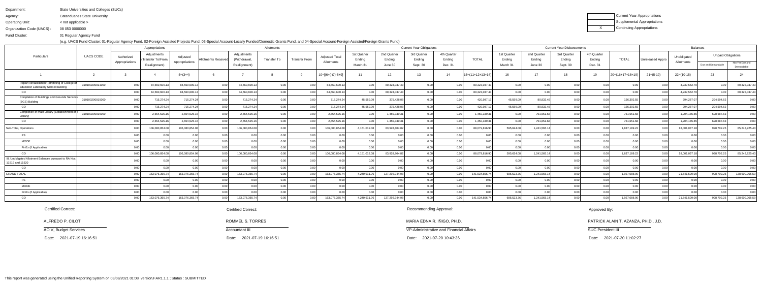Department: State Universities and Colleges (SUCs)

Agency: Catanduanes State University

Operating Unit: < not applicable >

Organization Code (UACS) : 08 053 0000000

Fund Cluster: 01 Regular Agency Fund

(e.g. UACS Fund Cluster: 01-Regular Agency Fund, 02-Foreign Assisted Projects Fund, 03-Special Account-Locally Funded/Domestic Grants Fund, and 04-Special Account-Foreign Assisted/Foreign Grants Fund)

| | Current Year Appropriations |
|---|---|
| | Supplemental Appropriations |
| X | Continuing Appropriations |

| Particulars | UACS CODE | Appropriations | | | Allotments | | | | | Current Year Obligations | | | | | Current Year Disbursements | | | | | Balances | | | |
|---|---|---|---|---|---|---|---|---|---|---|---|---|---|---|---|---|---|---|---|---|---|---|---|
| | | Authorized Appropriations | Adjustments (Transfer To/From, Realignment) | Adjusted Appropriations | Allotments Received | Adjustments (Withdrawal, Realignment) | Transfer To | Transfer From | Adjusted Total Allotments | 1st Quarter Ending March 31 | 2nd Quarter Ending June 30 | 3rd Quarter Ending Sept. 30 | 4th Quarter Ending Dec. 31 | TOTAL | 1st Quarter Ending March 31 | 2nd Quarter Ending June 30 | 3rd Quarter Ending Sept. 30 | 4th Quarter Ending Dec. 31 | TOTAL | Unreleased Appro | Unobligated Allotments | Unpaid Obligations | |
| | | | | | | | | | | | | | | | | | | | | | | Due and Demandable | Not Yet Due and Demandable |
| 1 | 2 | 3 | 4 | 5=(3+4) | 6 | 7 | 8 | 9 | 10=[{6+(-)7}-8+9] | 11 | 12 | 13 | 14 | 15=(11+12+13+14) | 16 | 17 | 18 | 19 | 20=(16+17+18+19) | 21=(5-10) | 22=(10-15) | 23 | 24 |
| Repair/Rehabilitation/Retrofitting of College of Education Laboratory School Building | 310100200011000 | 0.00 | 84,560,600.13 | 84,560,600.13 | 0.00 | 84,560,600.13 | 0.00 | 0.00 | 84,560,600.13 | 0.00 | 80,323,037.43 | 0.00 | 0.00 | 80,323,037.43 | 0.00 | 0.00 | 0.00 | 0.00 | 0.00 | 0.00 | 4,237,562.70 | 0.00 | 80,323,037.43 |
| CO | | 0.00 | 84,560,600.13 | 84,560,600.13 | 0.00 | 84,560,600.13 | 0.00 | 0.00 | 84,560,600.13 | 0.00 | 80,323,037.43 | 0.00 | 0.00 | 80,323,037.43 | 0.00 | 0.00 | 0.00 | 0.00 | 0.00 | 0.00 | 4,237,562.70 | 0.00 | 80,323,037.43 |
| Completion of Buildings and Grounds Services (BGS) Building | 310100200015000 | 0.00 | 715,274.24 | 715,274.24 | 0.00 | 715,274.24 | 0.00 | 0.00 | 715,274.24 | 45,559.09 | 375,428.08 | 0.00 | 0.00 | 420,987.17 | 45,559.09 | 80,833.46 | 0.00 | 0.00 | 126,392.55 | 0.00 | 294,287.07 | 294,594.62 | 0.00 |
| CO | | 0.00 | 715,274.24 | 715,274.24 | 0.00 | 715,274.24 | 0.00 | 0.00 | 715,274.24 | 45,559.09 | 375,428.08 | 0.00 | 0.00 | 420,987.17 | 45,559.09 | 80,833.46 | 0.00 | 0.00 | 126,392.55 | 0.00 | 294,287.07 | 294,594.62 | 0.00 |
| Completion of Main Library (Establishment of E-Library) | 310100200016000 | 0.00 | 2,654,525.16 | 2,654,525.16 | 0.00 | 2,654,525.16 | 0.00 | 0.00 | 2,654,525.16 | 0.00 | 1,450,339.31 | 0.00 | 0.00 | 1,450,339.31 | 0.00 | 751,651.68 | 0.00 | 0.00 | 751,651.68 | 0.00 | 1,204,185.85 | 698,687.63 | 0.00 |
| CO | | 0.00 | 2,654,525.16 | 2,654,525.16 | 0.00 | 2,654,525.16 | 0.00 | 0.00 | 2,654,525.16 | 0.00 | 1,450,339.31 | 0.00 | 0.00 | 1,450,339.31 | 0.00 | 751,651.68 | 0.00 | 0.00 | 751,651.68 | 0.00 | 1,204,185.85 | 698,687.63 | 0.00 |
| Sub-Total, Operations | | 0.00 | 106,080,854.08 | 106,080,854.08 | 0.00 | 106,080,854.08 | 0.00 | 0.00 | 106,080,854.08 | 4,151,012.08 | 83,928,804.82 | 0.00 | 0.00 | 88,079,816.90 | 595,624.08 | 1,241,565.14 | 0.00 | 0.00 | 1,837,189.22 | 0.00 | 18,001,037.18 | 998,702.25 | 85,243,925.43 |
| PS | | 0.00 | 0.00 | 0.00 | 0.00 | 0.00 | 0.00 | 0.00 | 0.00 | 0.00 | 0.00 | 0.00 | 0.00 | 0.00 | 0.00 | 0.00 | 0.00 | 0.00 | 0.00 | 0.00 | 0.00 | 0.00 | 0.00 |
| MOOE | | 0.00 | 0.00 | 0.00 | 0.00 | 0.00 | 0.00 | 0.00 | 0.00 | 0.00 | 0.00 | 0.00 | 0.00 | 0.00 | 0.00 | 0.00 | 0.00 | 0.00 | 0.00 | 0.00 | 0.00 | 0.00 | 0.00 |
| FinEx (if Applicable) | | 0.00 | 0.00 | 0.00 | 0.00 | 0.00 | 0.00 | 0.00 | 0.00 | 0.00 | 0.00 | 0.00 | 0.00 | 0.00 | 0.00 | 0.00 | 0.00 | 0.00 | 0.00 | 0.00 | 0.00 | 0.00 | 0.00 |
| CO | | 0.00 | 106,080,854.08 | 106,080,854.08 | 0.00 | 106,080,854.08 | 0.00 | 0.00 | 106,080,854.08 | 4,151,012.08 | 83,928,804.82 | 0.00 | 0.00 | 88,079,816.90 | 595,624.08 | 1,241,565.14 | 0.00 | 0.00 | 1,837,189.22 | 0.00 | 18,001,037.18 | 998,702.25 | 85,243,925.43 |
| III. Unobligated Allotment Balances pursuant to RA Nos. 11519 and 11520 | | 0.00 | 0.00 | 0.00 | 0.00 | 0.00 | 0.00 | 0.00 | 0.00 | 0.00 | 0.00 | 0.00 | 0.00 | 0.00 | 0.00 | 0.00 | 0.00 | 0.00 | 0.00 | 0.00 | 0.00 | 0.00 | 0.00 |
| CO | | 0.00 | 0.00 | 0.00 | 0.00 | 0.00 | 0.00 | 0.00 | 0.00 | 0.00 | 0.00 | 0.00 | 0.00 | 0.00 | 0.00 | 0.00 | 0.00 | 0.00 | 0.00 | 0.00 | 0.00 | 0.00 | 0.00 |
| GRAND TOTAL | | 0.00 | 163,076,365.74 | 163,076,365.74 | 0.00 | 163,076,365.74 | 0.00 | 0.00 | 163,076,365.74 | 4,240,911.76 | 137,293,944.98 | 0.00 | 0.00 | 141,534,856.74 | 685,523.76 | 1,241,565.14 | 0.00 | 0.00 | 1,927,088.90 | 0.00 | 21,541,509.00 | 998,702.25 | 138,609,065.59 |
| PS | | 0.00 | 0.00 | 0.00 | 0.00 | 0.00 | 0.00 | 0.00 | 0.00 | 0.00 | 0.00 | 0.00 | 0.00 | 0.00 | 0.00 | 0.00 | 0.00 | 0.00 | 0.00 | 0.00 | 0.00 | 0.00 | 0.00 |
| MOOE | | 0.00 | 0.00 | 0.00 | 0.00 | 0.00 | 0.00 | 0.00 | 0.00 | 0.00 | 0.00 | 0.00 | 0.00 | 0.00 | 0.00 | 0.00 | 0.00 | 0.00 | 0.00 | 0.00 | 0.00 | 0.00 | 0.00 |
| FinEx (if Applicable) | | 0.00 | 0.00 | 0.00 | 0.00 | 0.00 | 0.00 | 0.00 | 0.00 | 0.00 | 0.00 | 0.00 | 0.00 | 0.00 | 0.00 | 0.00 | 0.00 | 0.00 | 0.00 | 0.00 | 0.00 | 0.00 | 0.00 |
| CO | | 0.00 | 163,076,365.74 | 163,076,365.74 | 0.00 | 163,076,365.74 | 0.00 | 0.00 | 163,076,365.74 | 4,240,911.76 | 137,293,944.98 | 0.00 | 0.00 | 141,534,856.74 | 685,523.76 | 1,241,565.14 | 0.00 | 0.00 | 1,927,088.90 | 0.00 | 21,541,509.00 | 998,702.25 | 138,609,065.59 |

| Certified Correct: | Certified Correct: | Recommending Approval: | Approved By: |
|---|---|---|---|
| ALFREDO P. CILOT | ROMMEL S. TORRES | MARIA EDNA R. IÑIGO, PH.D. | PATRICK ALAIN T. AZANZA, PH.D., J.D. |
| AO V, Budget Services | Accountant III | VP-Administrative and Financial Affairs | SUC President III |
| Date: 2021-07-19 16:16:51 | Date: 2021-07-19 16:16:51 | Date: 2021-07-20 10:43:36 | Date: 2021-07-20 11:02:27 |

This report was generated using the Unified Reporting System on 03/08/2021 01:08 version.FAR1.1.1 ; Status : SUBMITTED